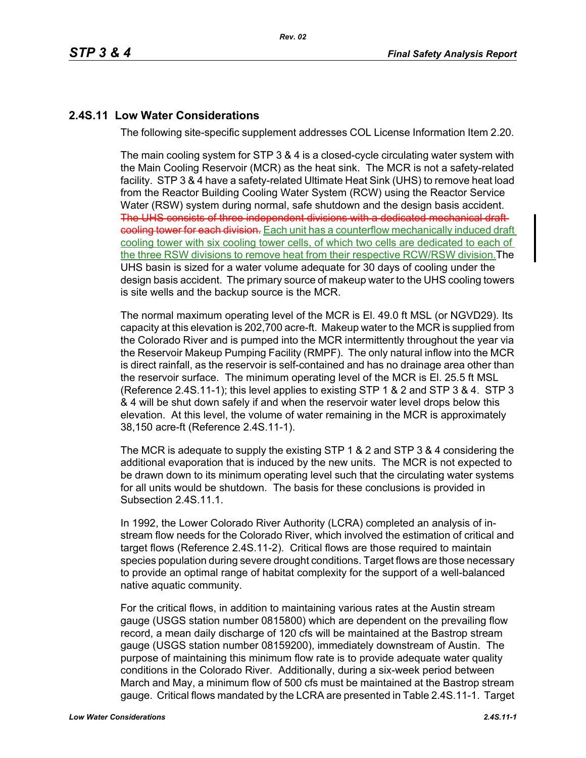## 2.4S.11 Low Water Considerations

The following site-specific supplement addresses COL License Information Item 2.20.

The main cooling system for STP 3 & 4 is a closed-cycle circulating water system with the Main Cooling Reservoir (MCR) as the heat sink. The MCR is not a safety-related facility. STP 3 & 4 have a safety-related Ultimate Heat Sink (UHS) to remove heat load from the Reactor Building Cooling Water System (RCW) using the Reactor Service Water (RSW) system during normal, safe shutdown and the design basis accident. ~~The UHS consists of three independent divisions with a dedicated mechanical draft cooling tower for each division.~~ Each unit has a counterflow mechanically induced draft cooling tower with six cooling tower cells, of which two cells are dedicated to each of the three RSW divisions to remove heat from their respective RCW/RSW division. The UHS basin is sized for a water volume adequate for 30 days of cooling under the design basis accident. The primary source of makeup water to the UHS cooling towers is site wells and the backup source is the MCR.

The normal maximum operating level of the MCR is El. 49.0 ft MSL (or NGVD29). Its capacity at this elevation is 202,700 acre-ft. Makeup water to the MCR is supplied from the Colorado River and is pumped into the MCR intermittently throughout the year via the Reservoir Makeup Pumping Facility (RMPF). The only natural inflow into the MCR is direct rainfall, as the reservoir is self-contained and has no drainage area other than the reservoir surface. The minimum operating level of the MCR is El. 25.5 ft MSL (Reference 2.4S.11-1); this level applies to existing STP 1 & 2 and STP 3 & 4. STP 3 & 4 will be shut down safely if and when the reservoir water level drops below this elevation. At this level, the volume of water remaining in the MCR is approximately 38,150 acre-ft (Reference 2.4S.11-1).

The MCR is adequate to supply the existing STP 1 & 2 and STP 3 & 4 considering the additional evaporation that is induced by the new units. The MCR is not expected to be drawn down to its minimum operating level such that the circulating water systems for all units would be shutdown. The basis for these conclusions is provided in Subsection 2.4S.11.1.

In 1992, the Lower Colorado River Authority (LCRA) completed an analysis of in-stream flow needs for the Colorado River, which involved the estimation of critical and target flows (Reference 2.4S.11-2). Critical flows are those required to maintain species population during severe drought conditions. Target flows are those necessary to provide an optimal range of habitat complexity for the support of a well-balanced native aquatic community.

For the critical flows, in addition to maintaining various rates at the Austin stream gauge (USGS station number 0815800) which are dependent on the prevailing flow record, a mean daily discharge of 120 cfs will be maintained at the Bastrop stream gauge (USGS station number 08159200), immediately downstream of Austin. The purpose of maintaining this minimum flow rate is to provide adequate water quality conditions in the Colorado River. Additionally, during a six-week period between March and May, a minimum flow of 500 cfs must be maintained at the Bastrop stream gauge. Critical flows mandated by the LCRA are presented in Table 2.4S.11-1. Target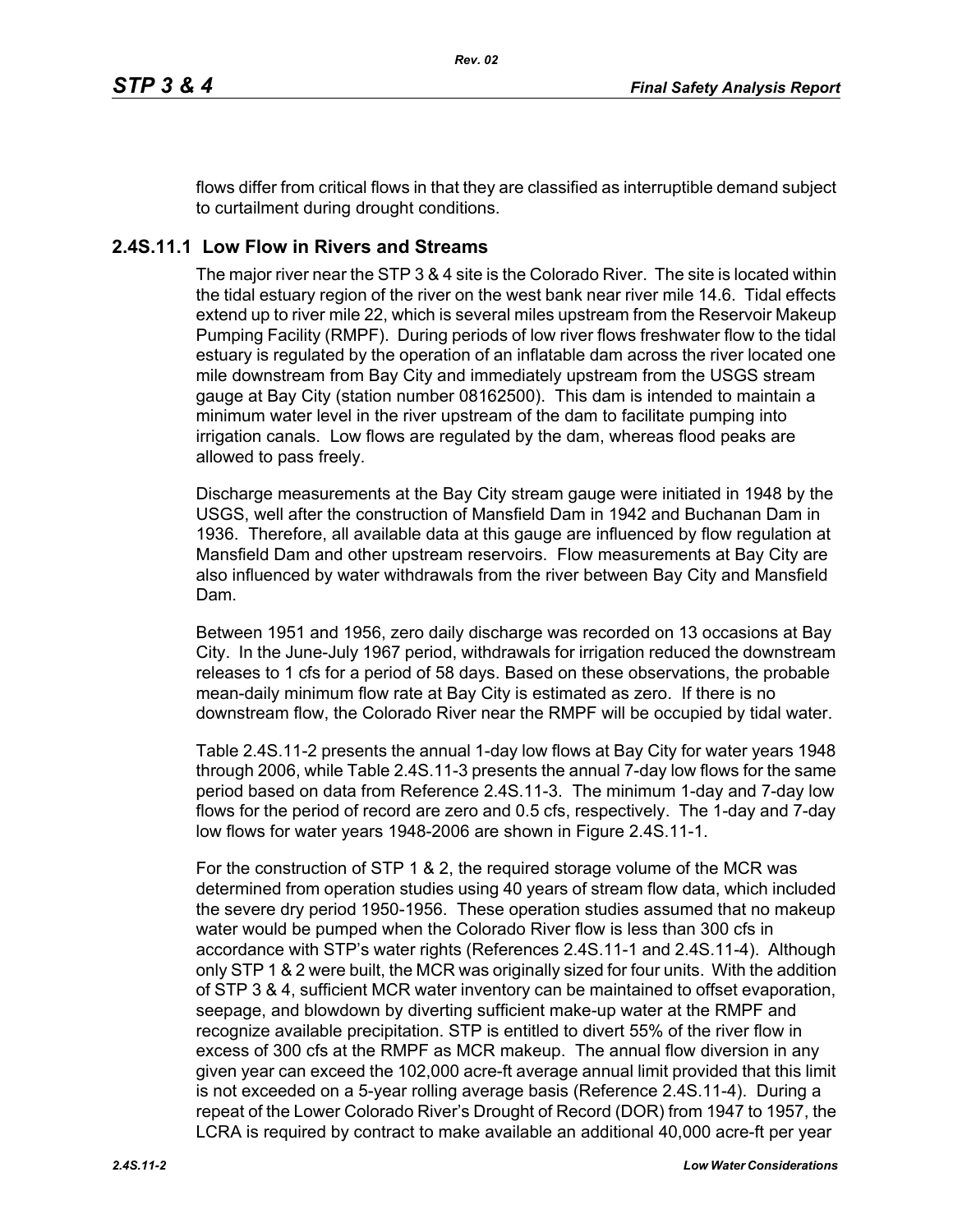flows differ from critical flows in that they are classified as interruptible demand subject to curtailment during drought conditions.

## 2.4S.11.1 Low Flow in Rivers and Streams

The major river near the STP 3 & 4 site is the Colorado River. The site is located within the tidal estuary region of the river on the west bank near river mile 14.6. Tidal effects extend up to river mile 22, which is several miles upstream from the Reservoir Makeup Pumping Facility (RMPF). During periods of low river flows freshwater flow to the tidal estuary is regulated by the operation of an inflatable dam across the river located one mile downstream from Bay City and immediately upstream from the USGS stream gauge at Bay City (station number 08162500). This dam is intended to maintain a minimum water level in the river upstream of the dam to facilitate pumping into irrigation canals. Low flows are regulated by the dam, whereas flood peaks are allowed to pass freely.

Discharge measurements at the Bay City stream gauge were initiated in 1948 by the USGS, well after the construction of Mansfield Dam in 1942 and Buchanan Dam in 1936. Therefore, all available data at this gauge are influenced by flow regulation at Mansfield Dam and other upstream reservoirs. Flow measurements at Bay City are also influenced by water withdrawals from the river between Bay City and Mansfield Dam.

Between 1951 and 1956, zero daily discharge was recorded on 13 occasions at Bay City. In the June-July 1967 period, withdrawals for irrigation reduced the downstream releases to 1 cfs for a period of 58 days. Based on these observations, the probable mean-daily minimum flow rate at Bay City is estimated as zero. If there is no downstream flow, the Colorado River near the RMPF will be occupied by tidal water.

Table 2.4S.11-2 presents the annual 1-day low flows at Bay City for water years 1948 through 2006, while Table 2.4S.11-3 presents the annual 7-day low flows for the same period based on data from Reference 2.4S.11-3. The minimum 1-day and 7-day low flows for the period of record are zero and 0.5 cfs, respectively. The 1-day and 7-day low flows for water years 1948-2006 are shown in Figure 2.4S.11-1.

For the construction of STP 1 & 2, the required storage volume of the MCR was determined from operation studies using 40 years of stream flow data, which included the severe dry period 1950-1956. These operation studies assumed that no makeup water would be pumped when the Colorado River flow is less than 300 cfs in accordance with STP's water rights (References 2.4S.11-1 and 2.4S.11-4). Although only STP 1 & 2 were built, the MCR was originally sized for four units. With the addition of STP 3 & 4, sufficient MCR water inventory can be maintained to offset evaporation, seepage, and blowdown by diverting sufficient make-up water at the RMPF and recognize available precipitation. STP is entitled to divert 55% of the river flow in excess of 300 cfs at the RMPF as MCR makeup. The annual flow diversion in any given year can exceed the 102,000 acre-ft average annual limit provided that this limit is not exceeded on a 5-year rolling average basis (Reference 2.4S.11-4). During a repeat of the Lower Colorado River's Drought of Record (DOR) from 1947 to 1957, the LCRA is required by contract to make available an additional 40,000 acre-ft per year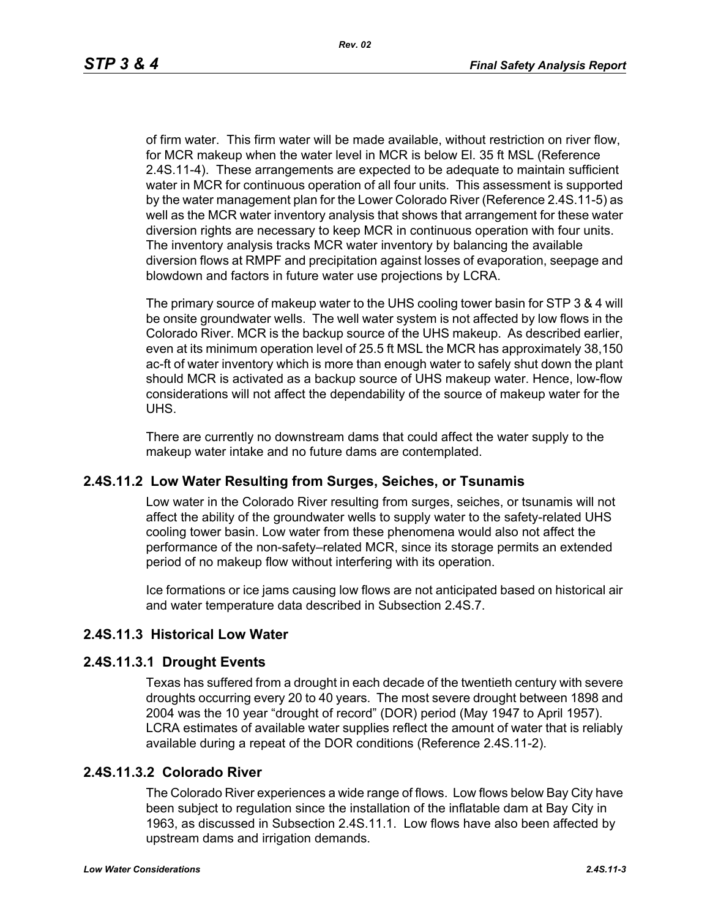of firm water. This firm water will be made available, without restriction on river flow, for MCR makeup when the water level in MCR is below El. 35 ft MSL (Reference 2.4S.11-4). These arrangements are expected to be adequate to maintain sufficient water in MCR for continuous operation of all four units. This assessment is supported by the water management plan for the Lower Colorado River (Reference 2.4S.11-5) as well as the MCR water inventory analysis that shows that arrangement for these water diversion rights are necessary to keep MCR in continuous operation with four units. The inventory analysis tracks MCR water inventory by balancing the available diversion flows at RMPF and precipitation against losses of evaporation, seepage and blowdown and factors in future water use projections by LCRA.

The primary source of makeup water to the UHS cooling tower basin for STP 3 & 4 will be onsite groundwater wells. The well water system is not affected by low flows in the Colorado River. MCR is the backup source of the UHS makeup. As described earlier, even at its minimum operation level of 25.5 ft MSL the MCR has approximately 38,150 ac-ft of water inventory which is more than enough water to safely shut down the plant should MCR is activated as a backup source of UHS makeup water. Hence, low-flow considerations will not affect the dependability of the source of makeup water for the UHS.

There are currently no downstream dams that could affect the water supply to the makeup water intake and no future dams are contemplated.

## 2.4S.11.2 Low Water Resulting from Surges, Seiches, or Tsunamis

Low water in the Colorado River resulting from surges, seiches, or tsunamis will not affect the ability of the groundwater wells to supply water to the safety-related UHS cooling tower basin. Low water from these phenomena would also not affect the performance of the non-safety–related MCR, since its storage permits an extended period of no makeup flow without interfering with its operation.

Ice formations or ice jams causing low flows are not anticipated based on historical air and water temperature data described in Subsection 2.4S.7.

## 2.4S.11.3 Historical Low Water

### 2.4S.11.3.1 Drought Events

Texas has suffered from a drought in each decade of the twentieth century with severe droughts occurring every 20 to 40 years. The most severe drought between 1898 and 2004 was the 10 year "drought of record" (DOR) period (May 1947 to April 1957). LCRA estimates of available water supplies reflect the amount of water that is reliably available during a repeat of the DOR conditions (Reference 2.4S.11-2).

### 2.4S.11.3.2 Colorado River

The Colorado River experiences a wide range of flows. Low flows below Bay City have been subject to regulation since the installation of the inflatable dam at Bay City in 1963, as discussed in Subsection 2.4S.11.1. Low flows have also been affected by upstream dams and irrigation demands.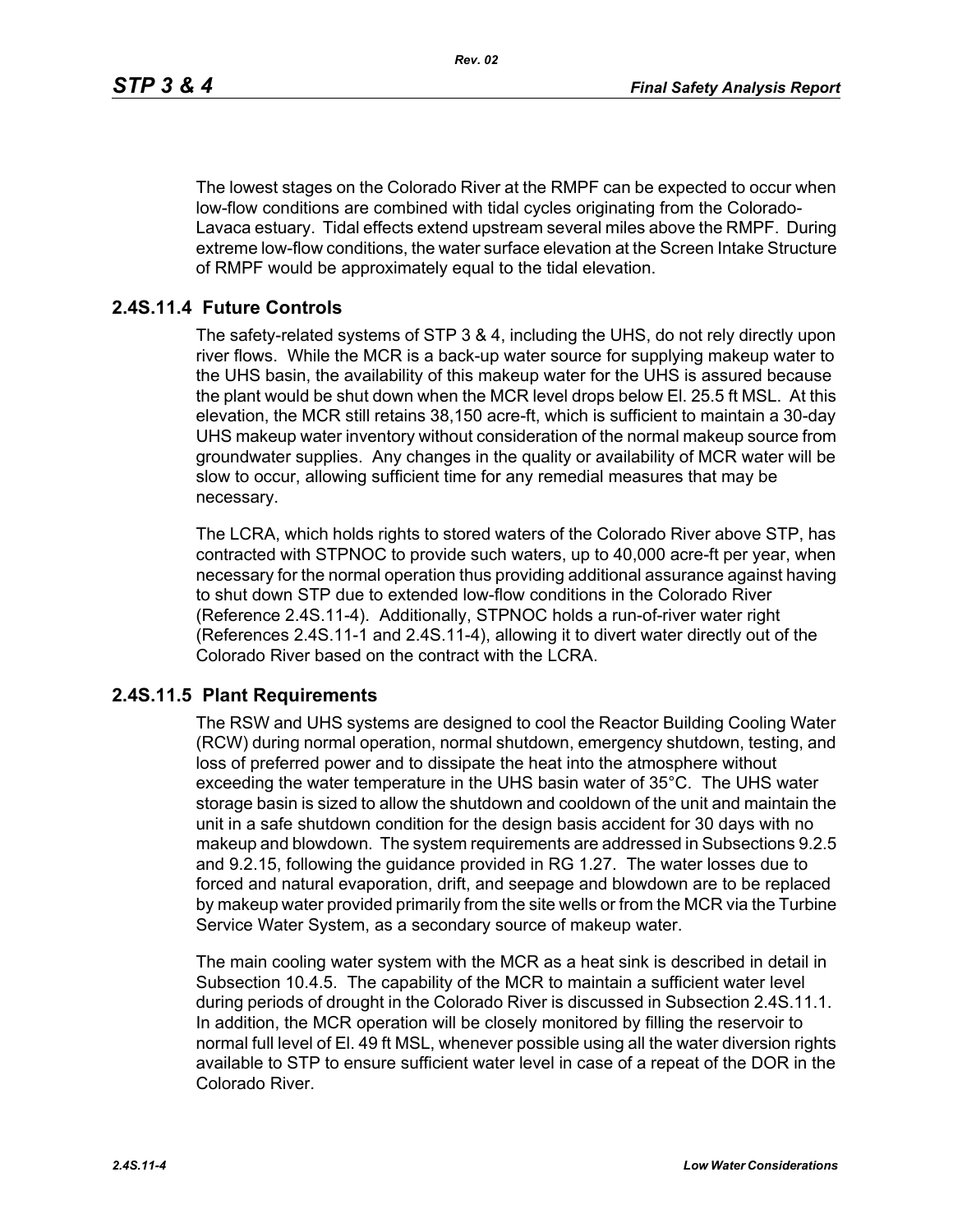The lowest stages on the Colorado River at the RMPF can be expected to occur when low-flow conditions are combined with tidal cycles originating from the Colorado-Lavaca estuary. Tidal effects extend upstream several miles above the RMPF. During extreme low-flow conditions, the water surface elevation at the Screen Intake Structure of RMPF would be approximately equal to the tidal elevation.

## 2.4S.11.4 Future Controls

The safety-related systems of STP 3 & 4, including the UHS, do not rely directly upon river flows. While the MCR is a back-up water source for supplying makeup water to the UHS basin, the availability of this makeup water for the UHS is assured because the plant would be shut down when the MCR level drops below El. 25.5 ft MSL. At this elevation, the MCR still retains 38,150 acre-ft, which is sufficient to maintain a 30-day UHS makeup water inventory without consideration of the normal makeup source from groundwater supplies. Any changes in the quality or availability of MCR water will be slow to occur, allowing sufficient time for any remedial measures that may be necessary.

The LCRA, which holds rights to stored waters of the Colorado River above STP, has contracted with STPNOC to provide such waters, up to 40,000 acre-ft per year, when necessary for the normal operation thus providing additional assurance against having to shut down STP due to extended low-flow conditions in the Colorado River (Reference 2.4S.11-4). Additionally, STPNOC holds a run-of-river water right (References 2.4S.11-1 and 2.4S.11-4), allowing it to divert water directly out of the Colorado River based on the contract with the LCRA.

## 2.4S.11.5 Plant Requirements

The RSW and UHS systems are designed to cool the Reactor Building Cooling Water (RCW) during normal operation, normal shutdown, emergency shutdown, testing, and loss of preferred power and to dissipate the heat into the atmosphere without exceeding the water temperature in the UHS basin water of 35°C. The UHS water storage basin is sized to allow the shutdown and cooldown of the unit and maintain the unit in a safe shutdown condition for the design basis accident for 30 days with no makeup and blowdown. The system requirements are addressed in Subsections 9.2.5 and 9.2.15, following the guidance provided in RG 1.27. The water losses due to forced and natural evaporation, drift, and seepage and blowdown are to be replaced by makeup water provided primarily from the site wells or from the MCR via the Turbine Service Water System, as a secondary source of makeup water.

The main cooling water system with the MCR as a heat sink is described in detail in Subsection 10.4.5. The capability of the MCR to maintain a sufficient water level during periods of drought in the Colorado River is discussed in Subsection 2.4S.11.1. In addition, the MCR operation will be closely monitored by filling the reservoir to normal full level of El. 49 ft MSL, whenever possible using all the water diversion rights available to STP to ensure sufficient water level in case of a repeat of the DOR in the Colorado River.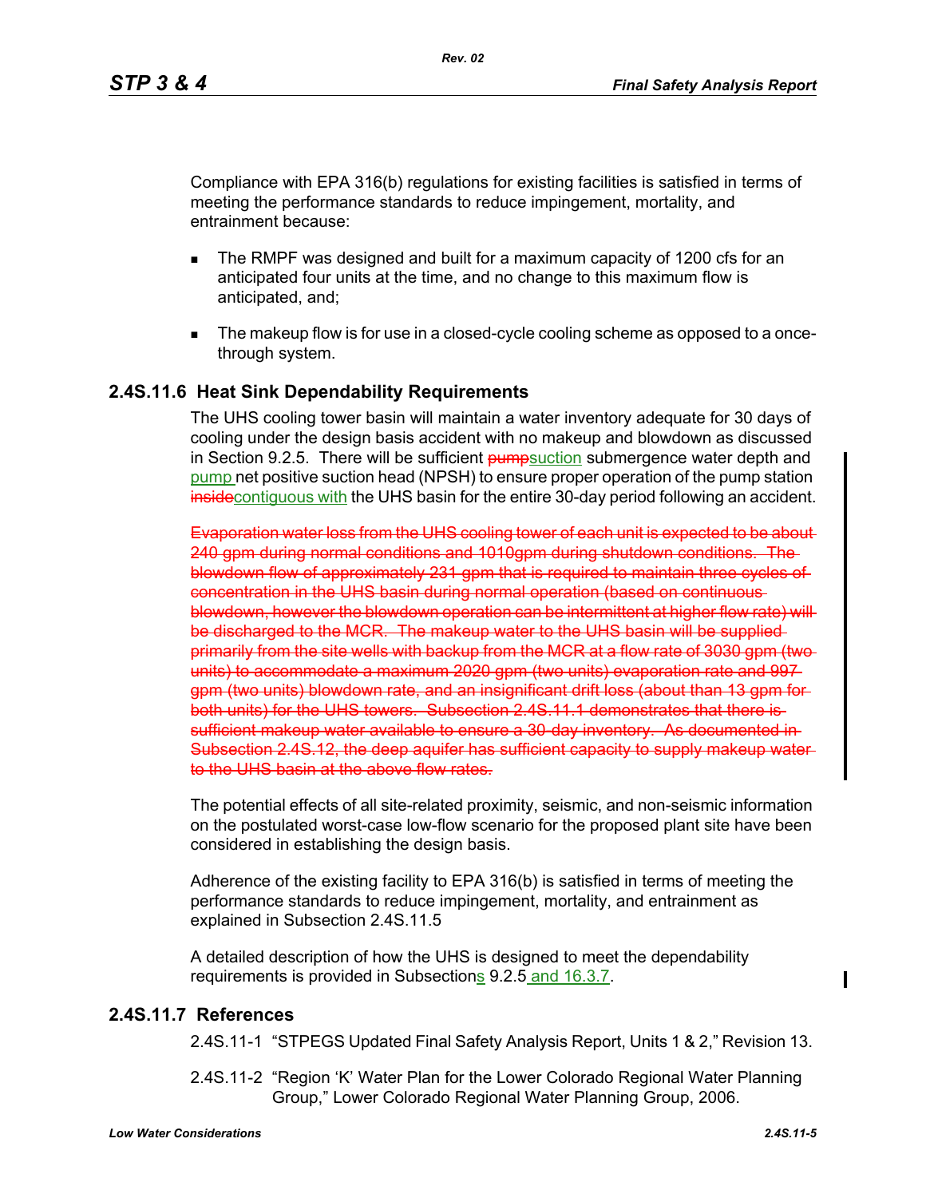Compliance with EPA 316(b) regulations for existing facilities is satisfied in terms of meeting the performance standards to reduce impingement, mortality, and entrainment because:

- The RMPF was designed and built for a maximum capacity of 1200 cfs for an anticipated four units at the time, and no change to this maximum flow is anticipated, and;
- The makeup flow is for use in a closed-cycle cooling scheme as opposed to a once-through system.

## 2.4S.11.6 Heat Sink Dependability Requirements

The UHS cooling tower basin will maintain a water inventory adequate for 30 days of cooling under the design basis accident with no makeup and blowdown as discussed in Section 9.2.5. There will be sufficient ~~pump~~suction submergence water depth and pump net positive suction head (NPSH) to ensure proper operation of the pump station ~~inside~~contiguous with the UHS basin for the entire 30-day period following an accident.

~~Evaporation water loss from the UHS cooling tower of each unit is expected to be about 240 gpm during normal conditions and 1010gpm during shutdown conditions. The blowdown flow of approximately 231 gpm that is required to maintain three cycles of concentration in the UHS basin during normal operation (based on continuous blowdown, however the blowdown operation can be intermittent at higher flow rate) will be discharged to the MCR. The makeup water to the UHS basin will be supplied primarily from the site wells with backup from the MCR at a flow rate of 3030 gpm (two units) to accommodate a maximum 2020 gpm (two units) evaporation rate and 997 gpm (two units) blowdown rate, and an insignificant drift loss (about than 13 gpm for both units) for the UHS towers. Subsection 2.4S.11.1 demonstrates that there is sufficient makeup water available to ensure a 30-day inventory. As documented in Subsection 2.4S.12, the deep aquifer has sufficient capacity to supply makeup water to the UHS basin at the above flow rates.~~

The potential effects of all site-related proximity, seismic, and non-seismic information on the postulated worst-case low-flow scenario for the proposed plant site have been considered in establishing the design basis.

Adherence of the existing facility to EPA 316(b) is satisfied in terms of meeting the performance standards to reduce impingement, mortality, and entrainment as explained in Subsection 2.4S.11.5

A detailed description of how the UHS is designed to meet the dependability requirements is provided in Subsections 9.2.5 and 16.3.7.

## 2.4S.11.7 References

2.4S.11-1 "STPEGS Updated Final Safety Analysis Report, Units 1 & 2," Revision 13.

2.4S.11-2 "Region 'K' Water Plan for the Lower Colorado Regional Water Planning Group," Lower Colorado Regional Water Planning Group, 2006.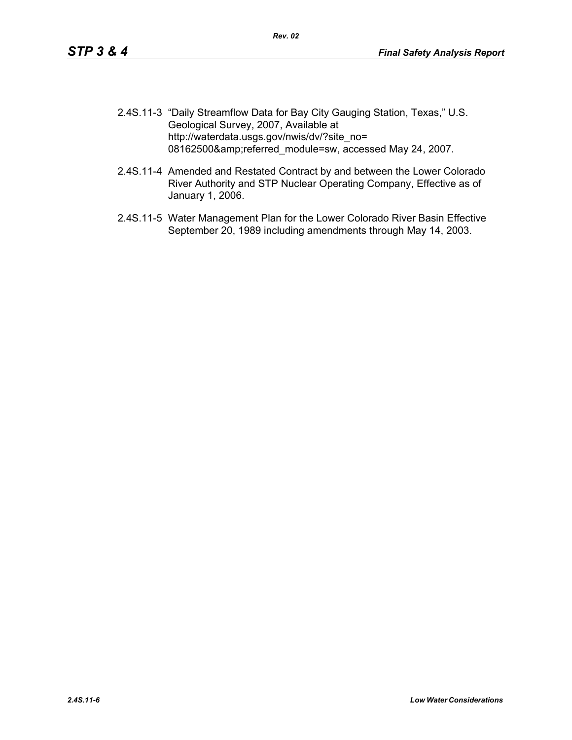2.4S.11-3 "Daily Streamflow Data for Bay City Gauging Station, Texas," U.S. Geological Survey, 2007, Available at http://waterdata.usgs.gov/nwis/dv/?site_no=08162500&amp;referred_module=sw, accessed May 24, 2007.

2.4S.11-4 Amended and Restated Contract by and between the Lower Colorado River Authority and STP Nuclear Operating Company, Effective as of January 1, 2006.

2.4S.11-5 Water Management Plan for the Lower Colorado River Basin Effective September 20, 1989 including amendments through May 14, 2003.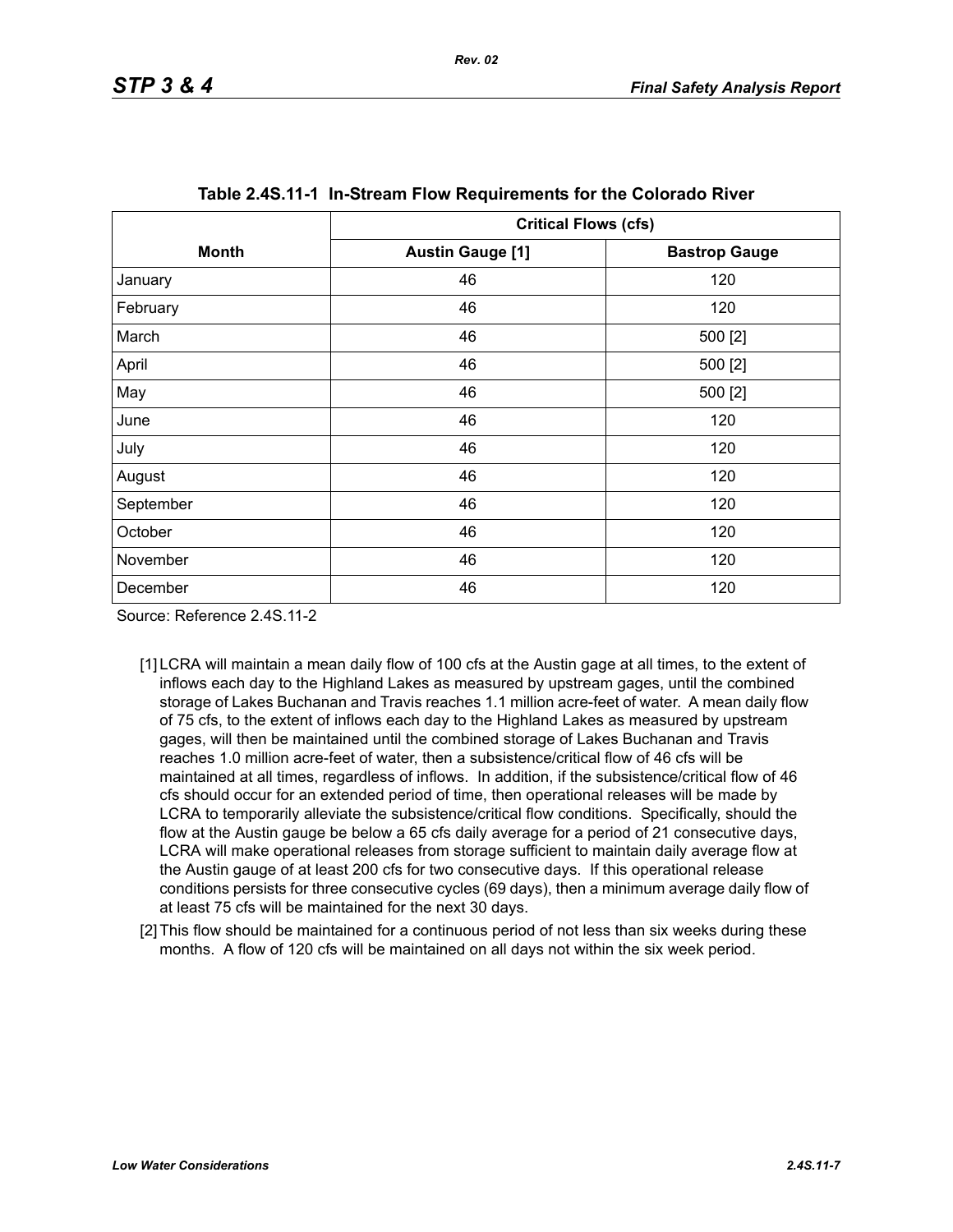**Table 2.4S.11-1 In-Stream Flow Requirements for the Colorado River**

| Month | Critical Flows (cfs) | |
|---|---|---|
| | Austin Gauge [1] | Bastrop Gauge |
| January | 46 | 120 |
| February | 46 | 120 |
| March | 46 | 500 [2] |
| April | 46 | 500 [2] |
| May | 46 | 500 [2] |
| June | 46 | 120 |
| July | 46 | 120 |
| August | 46 | 120 |
| September | 46 | 120 |
| October | 46 | 120 |
| November | 46 | 120 |
| December | 46 | 120 |

Source: Reference 2.4S.11-2

[1] LCRA will maintain a mean daily flow of 100 cfs at the Austin gage at all times, to the extent of inflows each day to the Highland Lakes as measured by upstream gages, until the combined storage of Lakes Buchanan and Travis reaches 1.1 million acre-feet of water. A mean daily flow of 75 cfs, to the extent of inflows each day to the Highland Lakes as measured by upstream gages, will then be maintained until the combined storage of Lakes Buchanan and Travis reaches 1.0 million acre-feet of water, then a subsistence/critical flow of 46 cfs will be maintained at all times, regardless of inflows. In addition, if the subsistence/critical flow of 46 cfs should occur for an extended period of time, then operational releases will be made by LCRA to temporarily alleviate the subsistence/critical flow conditions. Specifically, should the flow at the Austin gauge be below a 65 cfs daily average for a period of 21 consecutive days, LCRA will make operational releases from storage sufficient to maintain daily average flow at the Austin gauge of at least 200 cfs for two consecutive days. If this operational release conditions persists for three consecutive cycles (69 days), then a minimum average daily flow of at least 75 cfs will be maintained for the next 30 days.

[2] This flow should be maintained for a continuous period of not less than six weeks during these months. A flow of 120 cfs will be maintained on all days not within the six week period.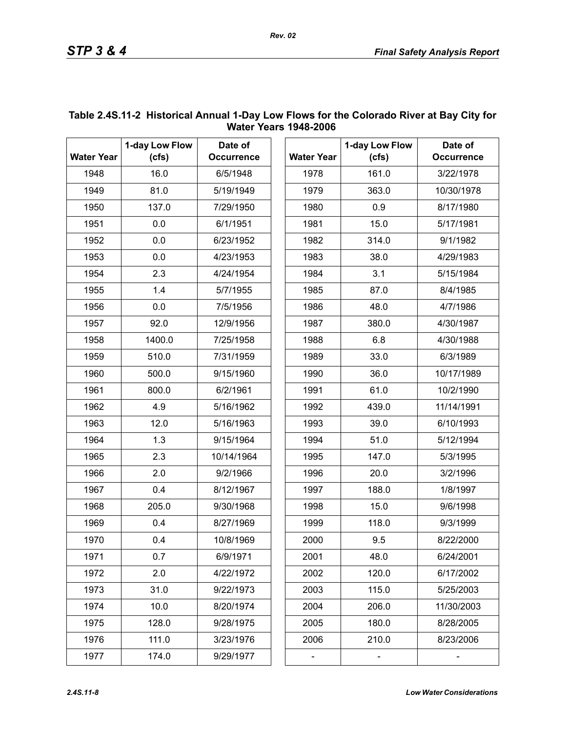**Table 2.4S.11-2 Historical Annual 1-Day Low Flows for the Colorado River at Bay City for Water Years 1948-2006**

| Water Year | 1-day Low Flow (cfs) | Date of Occurrence | Water Year | 1-day Low Flow (cfs) | Date of Occurrence |
|---|---|---|---|---|---|
| 1948 | 16.0 | 6/5/1948 | 1978 | 161.0 | 3/22/1978 |
| 1949 | 81.0 | 5/19/1949 | 1979 | 363.0 | 10/30/1978 |
| 1950 | 137.0 | 7/29/1950 | 1980 | 0.9 | 8/17/1980 |
| 1951 | 0.0 | 6/1/1951 | 1981 | 15.0 | 5/17/1981 |
| 1952 | 0.0 | 6/23/1952 | 1982 | 314.0 | 9/1/1982 |
| 1953 | 0.0 | 4/23/1953 | 1983 | 38.0 | 4/29/1983 |
| 1954 | 2.3 | 4/24/1954 | 1984 | 3.1 | 5/15/1984 |
| 1955 | 1.4 | 5/7/1955 | 1985 | 87.0 | 8/4/1985 |
| 1956 | 0.0 | 7/5/1956 | 1986 | 48.0 | 4/7/1986 |
| 1957 | 92.0 | 12/9/1956 | 1987 | 380.0 | 4/30/1987 |
| 1958 | 1400.0 | 7/25/1958 | 1988 | 6.8 | 4/30/1988 |
| 1959 | 510.0 | 7/31/1959 | 1989 | 33.0 | 6/3/1989 |
| 1960 | 500.0 | 9/15/1960 | 1990 | 36.0 | 10/17/1989 |
| 1961 | 800.0 | 6/2/1961 | 1991 | 61.0 | 10/2/1990 |
| 1962 | 4.9 | 5/16/1962 | 1992 | 439.0 | 11/14/1991 |
| 1963 | 12.0 | 5/16/1963 | 1993 | 39.0 | 6/10/1993 |
| 1964 | 1.3 | 9/15/1964 | 1994 | 51.0 | 5/12/1994 |
| 1965 | 2.3 | 10/14/1964 | 1995 | 147.0 | 5/3/1995 |
| 1966 | 2.0 | 9/2/1966 | 1996 | 20.0 | 3/2/1996 |
| 1967 | 0.4 | 8/12/1967 | 1997 | 188.0 | 1/8/1997 |
| 1968 | 205.0 | 9/30/1968 | 1998 | 15.0 | 9/6/1998 |
| 1969 | 0.4 | 8/27/1969 | 1999 | 118.0 | 9/3/1999 |
| 1970 | 0.4 | 10/8/1969 | 2000 | 9.5 | 8/22/2000 |
| 1971 | 0.7 | 6/9/1971 | 2001 | 48.0 | 6/24/2001 |
| 1972 | 2.0 | 4/22/1972 | 2002 | 120.0 | 6/17/2002 |
| 1973 | 31.0 | 9/22/1973 | 2003 | 115.0 | 5/25/2003 |
| 1974 | 10.0 | 8/20/1974 | 2004 | 206.0 | 11/30/2003 |
| 1975 | 128.0 | 9/28/1975 | 2005 | 180.0 | 8/28/2005 |
| 1976 | 111.0 | 3/23/1976 | 2006 | 210.0 | 8/23/2006 |
| 1977 | 174.0 | 9/29/1977 | - | - | - |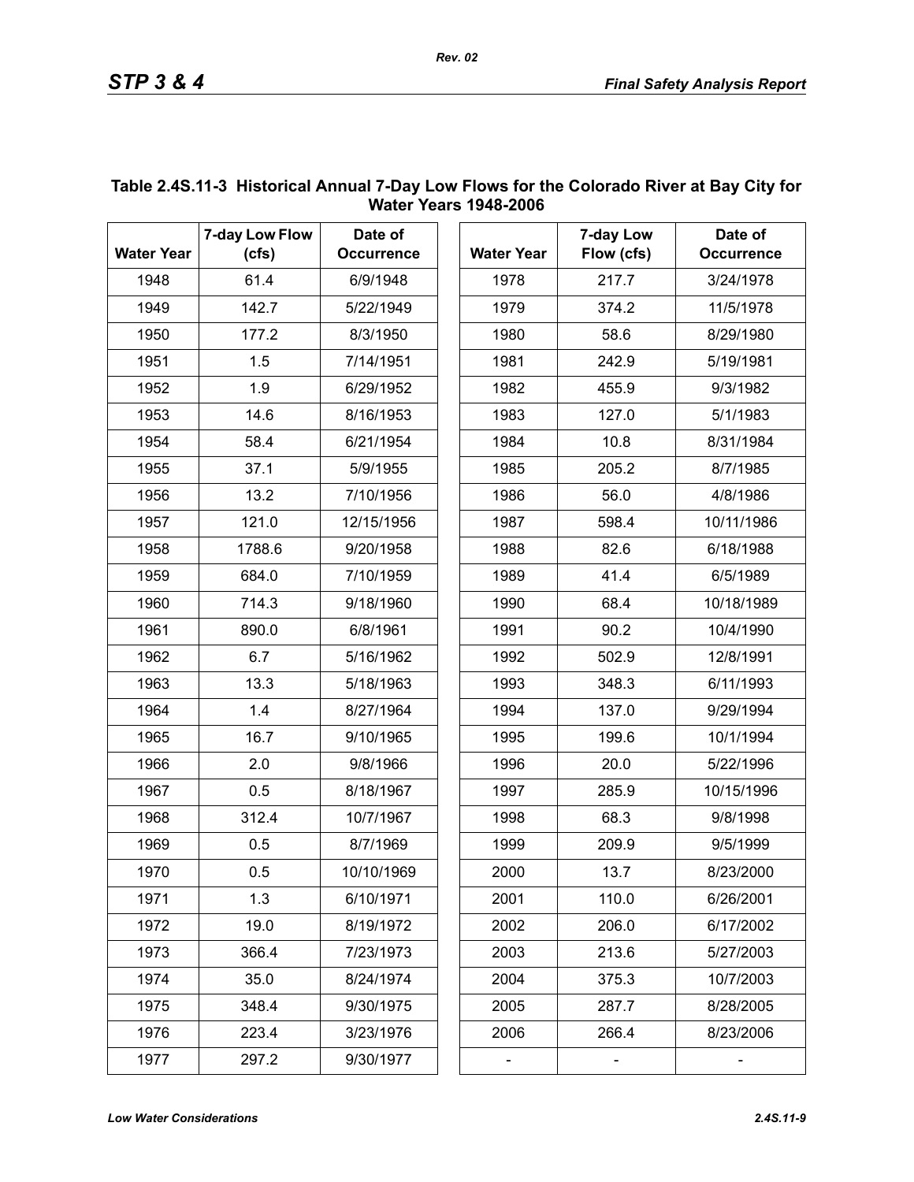**Table 2.4S.11-3 Historical Annual 7-Day Low Flows for the Colorado River at Bay City for Water Years 1948-2006**

| Water Year | 7-day Low Flow (cfs) | Date of Occurrence | Water Year | 7-day Low Flow (cfs) | Date of Occurrence |
|---|---|---|---|---|---|
| 1948 | 61.4 | 6/9/1948 | 1978 | 217.7 | 3/24/1978 |
| 1949 | 142.7 | 5/22/1949 | 1979 | 374.2 | 11/5/1978 |
| 1950 | 177.2 | 8/3/1950 | 1980 | 58.6 | 8/29/1980 |
| 1951 | 1.5 | 7/14/1951 | 1981 | 242.9 | 5/19/1981 |
| 1952 | 1.9 | 6/29/1952 | 1982 | 455.9 | 9/3/1982 |
| 1953 | 14.6 | 8/16/1953 | 1983 | 127.0 | 5/1/1983 |
| 1954 | 58.4 | 6/21/1954 | 1984 | 10.8 | 8/31/1984 |
| 1955 | 37.1 | 5/9/1955 | 1985 | 205.2 | 8/7/1985 |
| 1956 | 13.2 | 7/10/1956 | 1986 | 56.0 | 4/8/1986 |
| 1957 | 121.0 | 12/15/1956 | 1987 | 598.4 | 10/11/1986 |
| 1958 | 1788.6 | 9/20/1958 | 1988 | 82.6 | 6/18/1988 |
| 1959 | 684.0 | 7/10/1959 | 1989 | 41.4 | 6/5/1989 |
| 1960 | 714.3 | 9/18/1960 | 1990 | 68.4 | 10/18/1989 |
| 1961 | 890.0 | 6/8/1961 | 1991 | 90.2 | 10/4/1990 |
| 1962 | 6.7 | 5/16/1962 | 1992 | 502.9 | 12/8/1991 |
| 1963 | 13.3 | 5/18/1963 | 1993 | 348.3 | 6/11/1993 |
| 1964 | 1.4 | 8/27/1964 | 1994 | 137.0 | 9/29/1994 |
| 1965 | 16.7 | 9/10/1965 | 1995 | 199.6 | 10/1/1994 |
| 1966 | 2.0 | 9/8/1966 | 1996 | 20.0 | 5/22/1996 |
| 1967 | 0.5 | 8/18/1967 | 1997 | 285.9 | 10/15/1996 |
| 1968 | 312.4 | 10/7/1967 | 1998 | 68.3 | 9/8/1998 |
| 1969 | 0.5 | 8/7/1969 | 1999 | 209.9 | 9/5/1999 |
| 1970 | 0.5 | 10/10/1969 | 2000 | 13.7 | 8/23/2000 |
| 1971 | 1.3 | 6/10/1971 | 2001 | 110.0 | 6/26/2001 |
| 1972 | 19.0 | 8/19/1972 | 2002 | 206.0 | 6/17/2002 |
| 1973 | 366.4 | 7/23/1973 | 2003 | 213.6 | 5/27/2003 |
| 1974 | 35.0 | 8/24/1974 | 2004 | 375.3 | 10/7/2003 |
| 1975 | 348.4 | 9/30/1975 | 2005 | 287.7 | 8/28/2005 |
| 1976 | 223.4 | 3/23/1976 | 2006 | 266.4 | 8/23/2006 |
| 1977 | 297.2 | 9/30/1977 | - | - | - |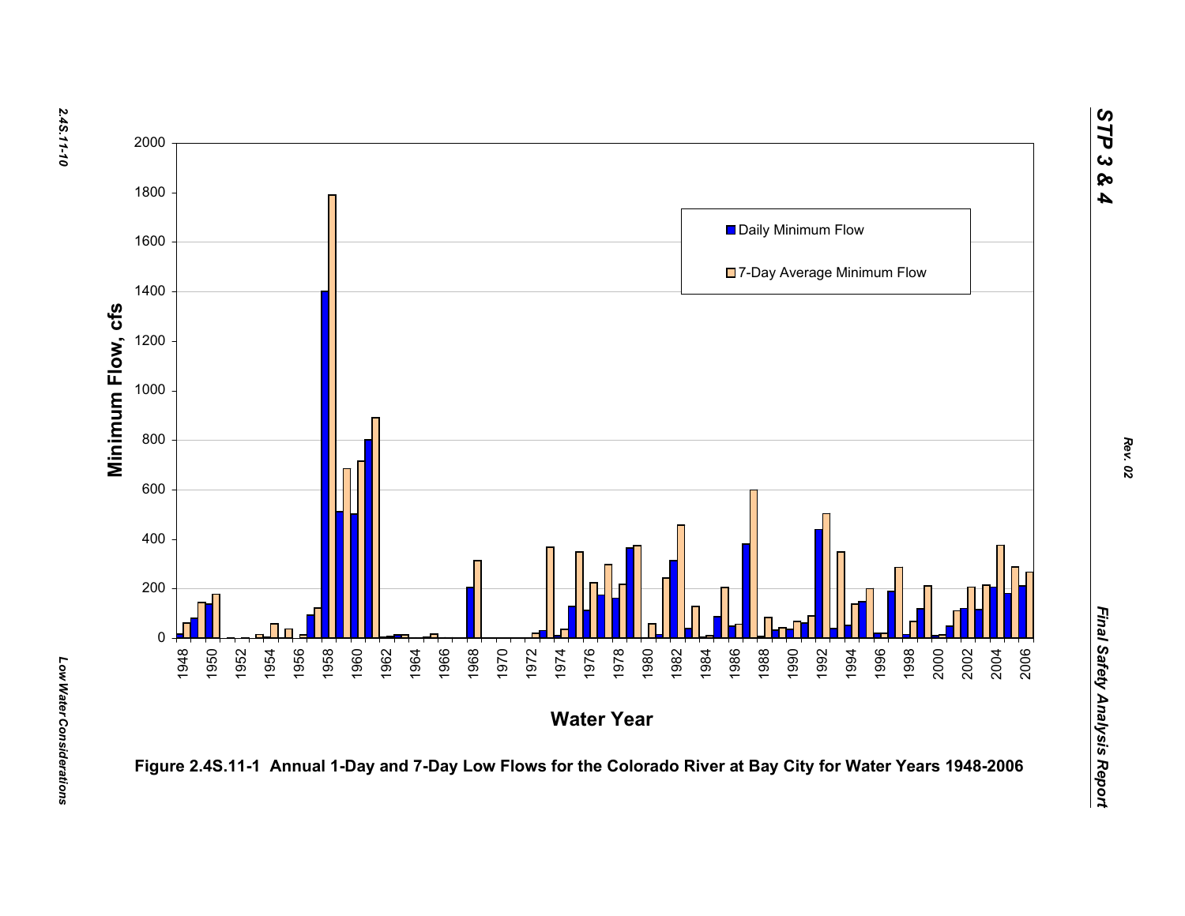2000

1800

1600

1400

1200

1000

800

600

400

200

0

Minimum Flow, cfs

Daily Minimum Flow

7-Day Average Minimum Flow

1948 1950 1952 1954 1956 1958 1960 1962 1964 1966 1968 1970 1972 1974 1976 1978 1980 1982 1984 1986 1988 1990 1992 1994 1996 1998 2000 2002 2004 2006

Water Year

**Figure 2.4S.11-1 Annual 1-Day and 7-Day Low Flows for the Colorado River at Bay City for Water Years 1948-2006**